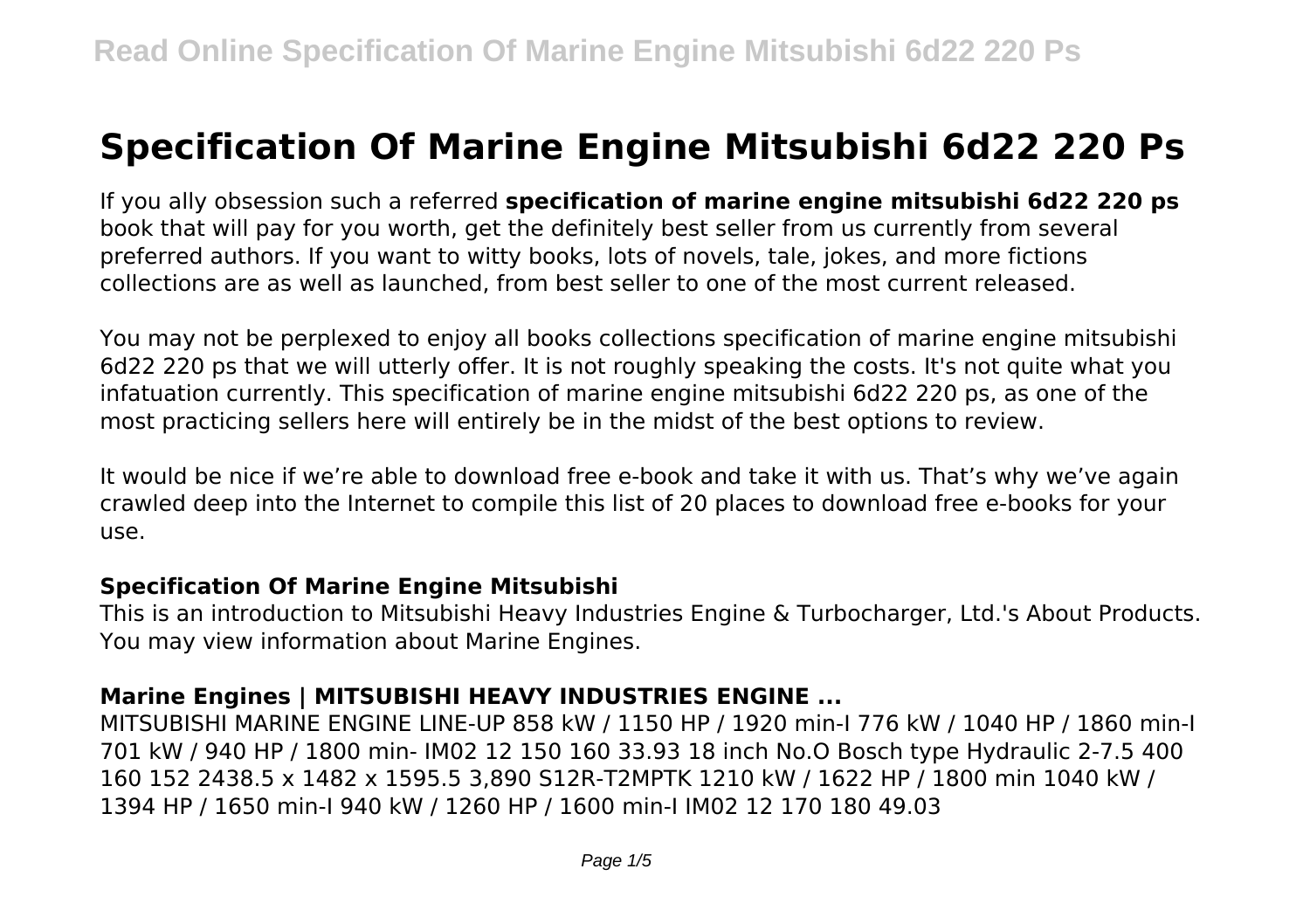# Specification Of Marine Engine Mitsubishi 6d22 220 Ps

If you ally obsession such a referred **specification of marine engine mitsubishi 6d22 220 ps** book that will pay for you worth, get the definitely best seller from us currently from several preferred authors. If you want to witty books, lots of novels, tale, jokes, and more fictions collections are as well as launched, from best seller to one of the most current released.

You may not be perplexed to enjoy all books collections specification of marine engine mitsubishi 6d22 220 ps that we will utterly offer. It is not roughly speaking the costs. It's not quite what you infatuation currently. This specification of marine engine mitsubishi 6d22 220 ps, as one of the most practicing sellers here will entirely be in the midst of the best options to review.

It would be nice if we're able to download free e-book and take it with us. That's why we've again crawled deep into the Internet to compile this list of 20 places to download free e-books for your use.

## Specification Of Marine Engine Mitsubishi

This is an introduction to Mitsubishi Heavy Industries Engine & Turbocharger, Ltd.'s About Products. You may view information about Marine Engines.

## Marine Engines | MITSUBISHI HEAVY INDUSTRIES ENGINE ...

MITSUBISHI MARINE ENGINE LINE-UP 858 kW / 1150 HP / 1920 min-I 776 kW / 1040 HP / 1860 min-I 701 kW / 940 HP / 1800 min- IM02 12 150 160 33.93 18 inch No.O Bosch type Hydraulic 2-7.5 400 160 152 2438.5 x 1482 x 1595.5 3,890 S12R-T2MPTK 1210 kW / 1622 HP / 1800 min 1040 kW / 1394 HP / 1650 min-I 940 kW / 1260 HP / 1600 min-I IM02 12 170 180 49.03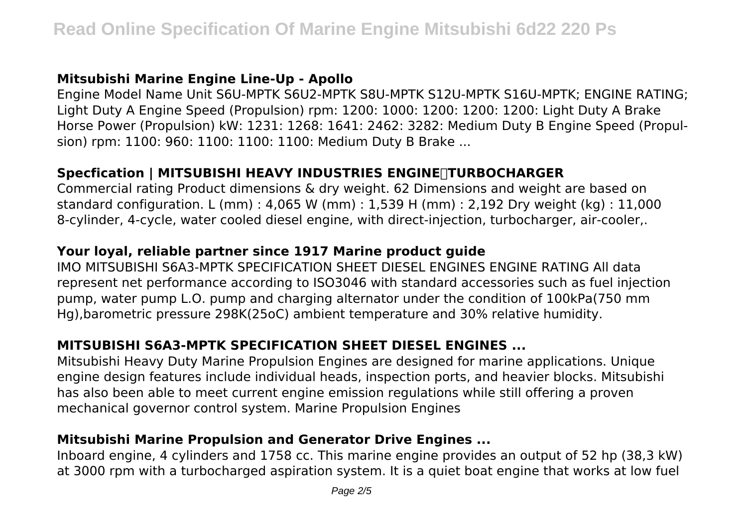### Mitsubishi Marine Engine Line-Up - Apollo

Engine Model Name Unit S6U-MPTK S6U2-MPTK S8U-MPTK S12U-MPTK S16U-MPTK; ENGINE RATING; Light Duty A Engine Speed (Propulsion) rpm: 1200: 1000: 1200: 1200: 1200: Light Duty A Brake Horse Power (Propulsion) kW: 1231: 1268: 1641: 2462: 3282: Medium Duty B Engine Speed (Propulsion) rpm: 1100: 960: 1100: 1100: 1100: Medium Duty B Brake ...

### Specfication | MITSUBISHI HEAVY INDUSTRIES ENGINE＆TURBOCHARGER

Commercial rating Product dimensions & dry weight. 62 Dimensions and weight are based on standard configuration. L (mm) : 4,065 W (mm) : 1,539 H (mm) : 2,192 Dry weight (kg) : 11,000 8-cylinder, 4-cycle, water cooled diesel engine, with direct-injection, turbocharger, air-cooler,.

### Your loyal, reliable partner since 1917 Marine product guide

IMO MITSUBISHI S6A3-MPTK SPECIFICATION SHEET DIESEL ENGINES ENGINE RATING All data represent net performance according to ISO3046 with standard accessories such as fuel injection pump, water pump L.O. pump and charging alternator under the condition of 100kPa(750 mm Hg),barometric pressure 298K(25oC) ambient temperature and 30% relative humidity.

### MITSUBISHI S6A3-MPTK SPECIFICATION SHEET DIESEL ENGINES ...

Mitsubishi Heavy Duty Marine Propulsion Engines are designed for marine applications. Unique engine design features include individual heads, inspection ports, and heavier blocks. Mitsubishi has also been able to meet current engine emission regulations while still offering a proven mechanical governor control system. Marine Propulsion Engines

### Mitsubishi Marine Propulsion and Generator Drive Engines ...

Inboard engine, 4 cylinders and 1758 cc. This marine engine provides an output of 52 hp (38,3 kW) at 3000 rpm with a turbocharged aspiration system. It is a quiet boat engine that works at low fuel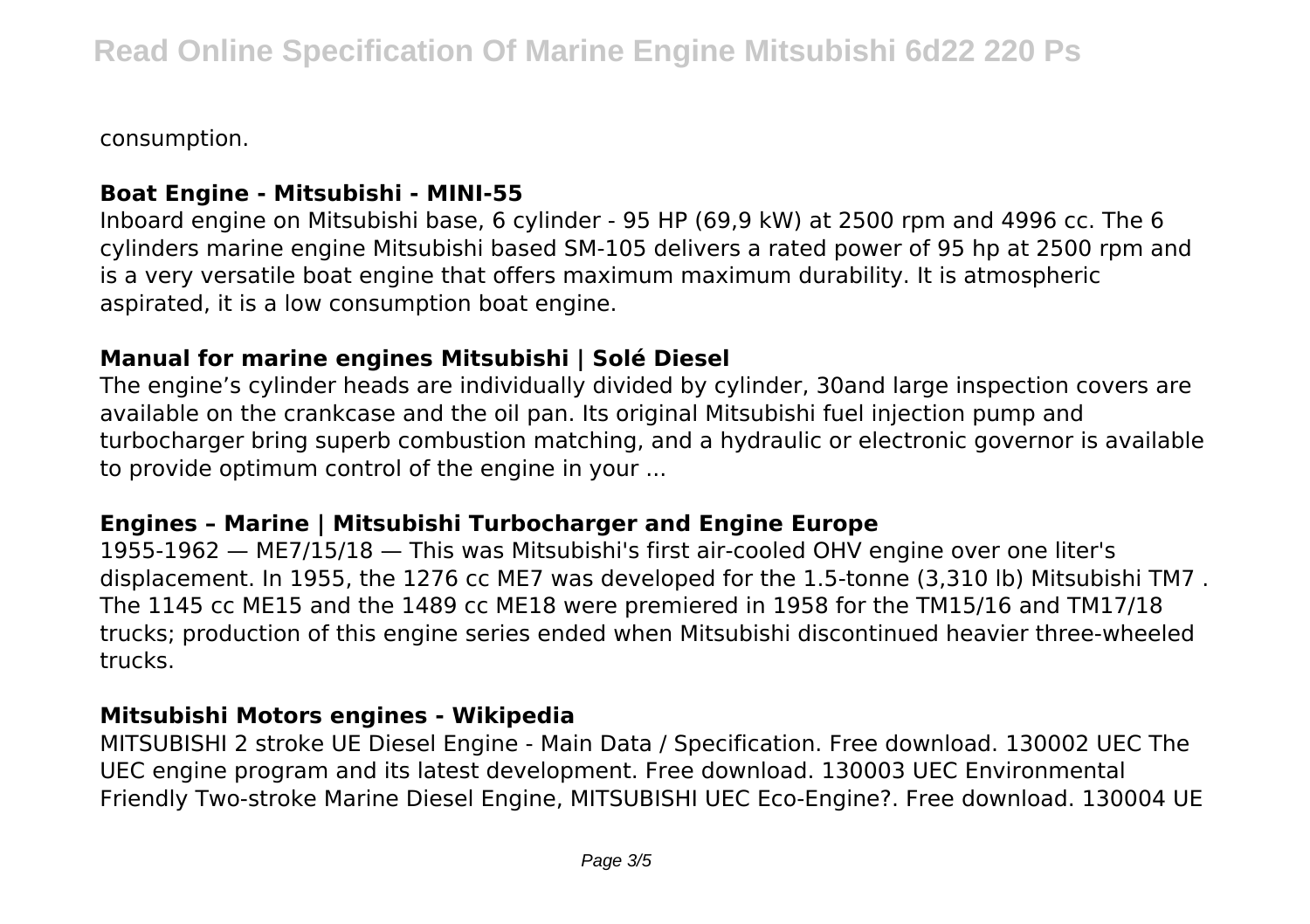consumption.

### Boat Engine - Mitsubishi - MINI-55

Inboard engine on Mitsubishi base, 6 cylinder - 95 HP (69,9 kW) at 2500 rpm and 4996 cc. The 6 cylinders marine engine Mitsubishi based SM-105 delivers a rated power of 95 hp at 2500 rpm and is a very versatile boat engine that offers maximum maximum durability. It is atmospheric aspirated, it is a low consumption boat engine.

### Manual for marine engines Mitsubishi | Solé Diesel

The engine's cylinder heads are individually divided by cylinder, 30and large inspection covers are available on the crankcase and the oil pan. Its original Mitsubishi fuel injection pump and turbocharger bring superb combustion matching, and a hydraulic or electronic governor is available to provide optimum control of the engine in your ...

### Engines – Marine | Mitsubishi Turbocharger and Engine Europe

1955-1962 — ME7/15/18 — This was Mitsubishi's first air-cooled OHV engine over one liter's displacement. In 1955, the 1276 cc ME7 was developed for the 1.5-tonne (3,310 lb) Mitsubishi TM7 . The 1145 cc ME15 and the 1489 cc ME18 were premiered in 1958 for the TM15/16 and TM17/18 trucks; production of this engine series ended when Mitsubishi discontinued heavier three-wheeled trucks.

### Mitsubishi Motors engines - Wikipedia

MITSUBISHI 2 stroke UE Diesel Engine - Main Data / Specification. Free download. 130002 UEC The UEC engine program and its latest development. Free download. 130003 UEC Environmental Friendly Two-stroke Marine Diesel Engine, MITSUBISHI UEC Eco-Engine?. Free download. 130004 UE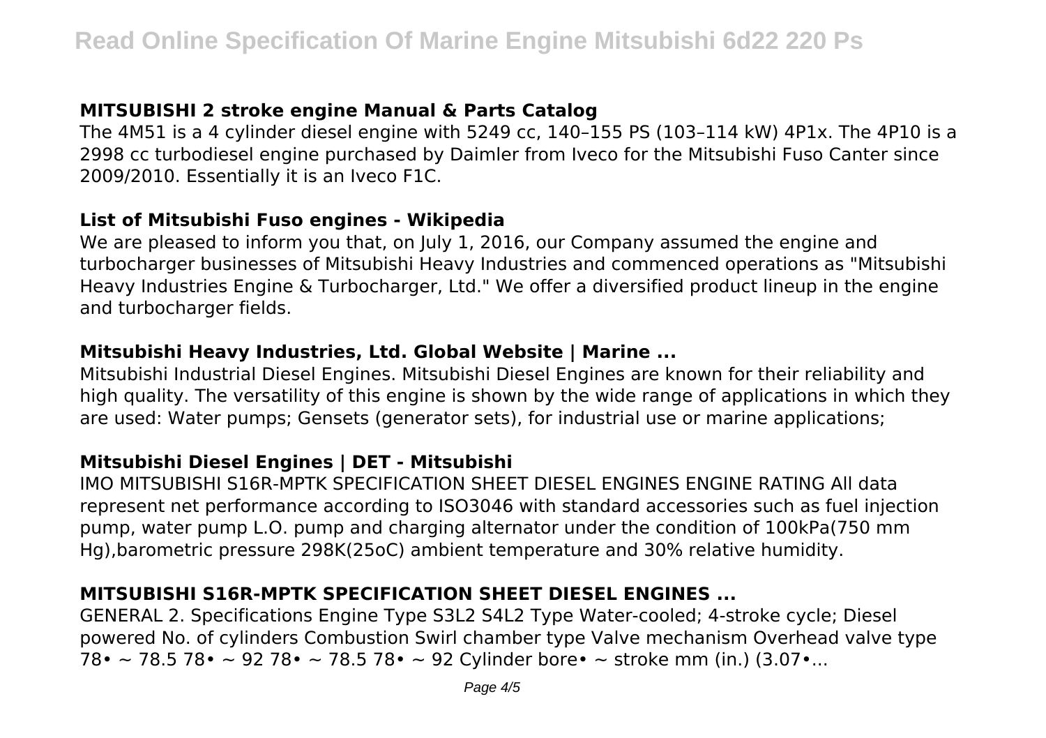## MITSUBISHI 2 stroke engine Manual & Parts Catalog

The 4M51 is a 4 cylinder diesel engine with 5249 cc, 140–155 PS (103–114 kW) 4P1x. The 4P10 is a 2998 cc turbodiesel engine purchased by Daimler from Iveco for the Mitsubishi Fuso Canter since 2009/2010. Essentially it is an Iveco F1C.

## List of Mitsubishi Fuso engines - Wikipedia

We are pleased to inform you that, on July 1, 2016, our Company assumed the engine and turbocharger businesses of Mitsubishi Heavy Industries and commenced operations as "Mitsubishi Heavy Industries Engine & Turbocharger, Ltd." We offer a diversified product lineup in the engine and turbocharger fields.

## Mitsubishi Heavy Industries, Ltd. Global Website | Marine ...

Mitsubishi Industrial Diesel Engines. Mitsubishi Diesel Engines are known for their reliability and high quality. The versatility of this engine is shown by the wide range of applications in which they are used: Water pumps; Gensets (generator sets), for industrial use or marine applications;

## Mitsubishi Diesel Engines | DET - Mitsubishi

IMO MITSUBISHI S16R-MPTK SPECIFICATION SHEET DIESEL ENGINES ENGINE RATING All data represent net performance according to ISO3046 with standard accessories such as fuel injection pump, water pump L.O. pump and charging alternator under the condition of 100kPa(750 mm Hg),barometric pressure 298K(25oC) ambient temperature and 30% relative humidity.

## MITSUBISHI S16R-MPTK SPECIFICATION SHEET DIESEL ENGINES ...

GENERAL 2. Specifications Engine Type S3L2 S4L2 Type Water-cooled; 4-stroke cycle; Diesel powered No. of cylinders Combustion Swirl chamber type Valve mechanism Overhead valve type 78• ~ 78.5 78• ~ 92 78• ~ 78.5 78• ~ 92 Cylinder bore• ~ stroke mm (in.) (3.07•...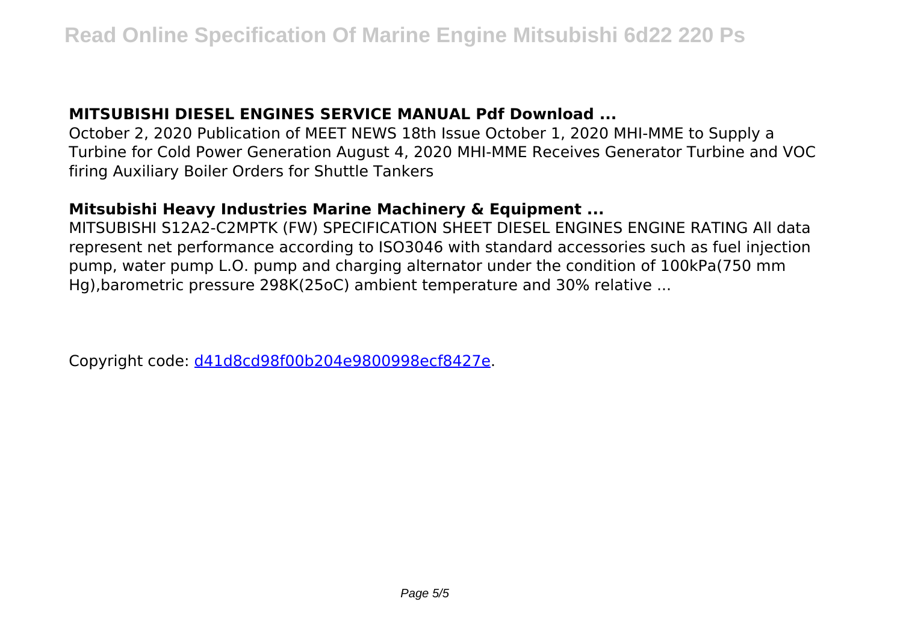### MITSUBISHI DIESEL ENGINES SERVICE MANUAL Pdf Download ...

October 2, 2020 Publication of MEET NEWS 18th Issue October 1, 2020 MHI-MME to Supply a Turbine for Cold Power Generation August 4, 2020 MHI-MME Receives Generator Turbine and VOC firing Auxiliary Boiler Orders for Shuttle Tankers

### Mitsubishi Heavy Industries Marine Machinery & Equipment ...

MITSUBISHI S12A2-C2MPTK (FW) SPECIFICATION SHEET DIESEL ENGINES ENGINE RATING All data represent net performance according to ISO3046 with standard accessories such as fuel injection pump, water pump L.O. pump and charging alternator under the condition of 100kPa(750 mm Hg),barometric pressure 298K(25oC) ambient temperature and 30% relative ...

Copyright code: d41d8cd98f00b204e9800998ecf8427e.